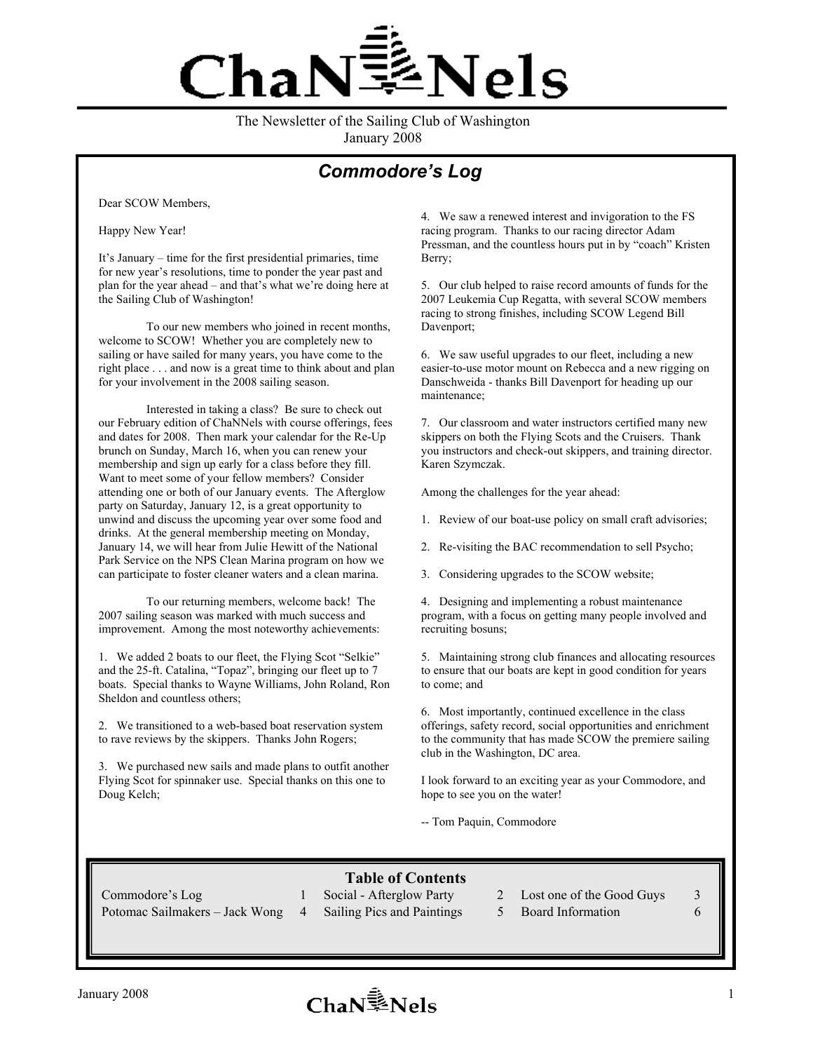# ChaNNels

The Newsletter of the Sailing Club of Washington
January 2008

## *Commodore's Log*

Dear SCOW Members,

Happy New Year!

It's January – time for the first presidential primaries, time for new year's resolutions, time to ponder the year past and plan for the year ahead – and that's what we're doing here at the Sailing Club of Washington!

To our new members who joined in recent months, welcome to SCOW! Whether you are completely new to sailing or have sailed for many years, you have come to the right place . . . and now is a great time to think about and plan for your involvement in the 2008 sailing season.

Interested in taking a class? Be sure to check out our February edition of ChaNNels with course offerings, fees and dates for 2008. Then mark your calendar for the Re-Up brunch on Sunday, March 16, when you can renew your membership and sign up early for a class before they fill. Want to meet some of your fellow members? Consider attending one or both of our January events. The Afterglow party on Saturday, January 12, is a great opportunity to unwind and discuss the upcoming year over some food and drinks. At the general membership meeting on Monday, January 14, we will hear from Julie Hewitt of the National Park Service on the NPS Clean Marina program on how we can participate to foster cleaner waters and a clean marina.

To our returning members, welcome back! The 2007 sailing season was marked with much success and improvement. Among the most noteworthy achievements:

1. We added 2 boats to our fleet, the Flying Scot "Selkie" and the 25-ft. Catalina, "Topaz", bringing our fleet up to 7 boats. Special thanks to Wayne Williams, John Roland, Ron Sheldon and countless others;

2. We transitioned to a web-based boat reservation system to rave reviews by the skippers. Thanks John Rogers;

3. We purchased new sails and made plans to outfit another Flying Scot for spinnaker use. Special thanks on this one to Doug Kelch;

4. We saw a renewed interest and invigoration to the FS racing program. Thanks to our racing director Adam Pressman, and the countless hours put in by "coach" Kristen Berry;

5. Our club helped to raise record amounts of funds for the 2007 Leukemia Cup Regatta, with several SCOW members racing to strong finishes, including SCOW Legend Bill Davenport;

6. We saw useful upgrades to our fleet, including a new easier-to-use motor mount on Rebecca and a new rigging on Danschweida - thanks Bill Davenport for heading up our maintenance;

7. Our classroom and water instructors certified many new skippers on both the Flying Scots and the Cruisers. Thank you instructors and check-out skippers, and training director. Karen Szymczak.

Among the challenges for the year ahead:

1. Review of our boat-use policy on small craft advisories;

2. Re-visiting the BAC recommendation to sell Psycho;

3. Considering upgrades to the SCOW website;

4. Designing and implementing a robust maintenance program, with a focus on getting many people involved and recruiting bosuns;

5. Maintaining strong club finances and allocating resources to ensure that our boats are kept in good condition for years to come; and

6. Most importantly, continued excellence in the class offerings, safety record, social opportunities and enrichment to the community that has made SCOW the premiere sailing club in the Washington, DC area.

I look forward to an exciting year as your Commodore, and hope to see you on the water!

-- Tom Paquin, Commodore

### Table of Contents

| | | | | | |
|---|---|---|---|---|---|
| Commodore's Log | 1 | Social - Afterglow Party | 2 | Lost one of the Good Guys | 3 |
| Potomac Sailmakers – Jack Wong | 4 | Sailing Pics and Paintings | 5 | Board Information | 6 |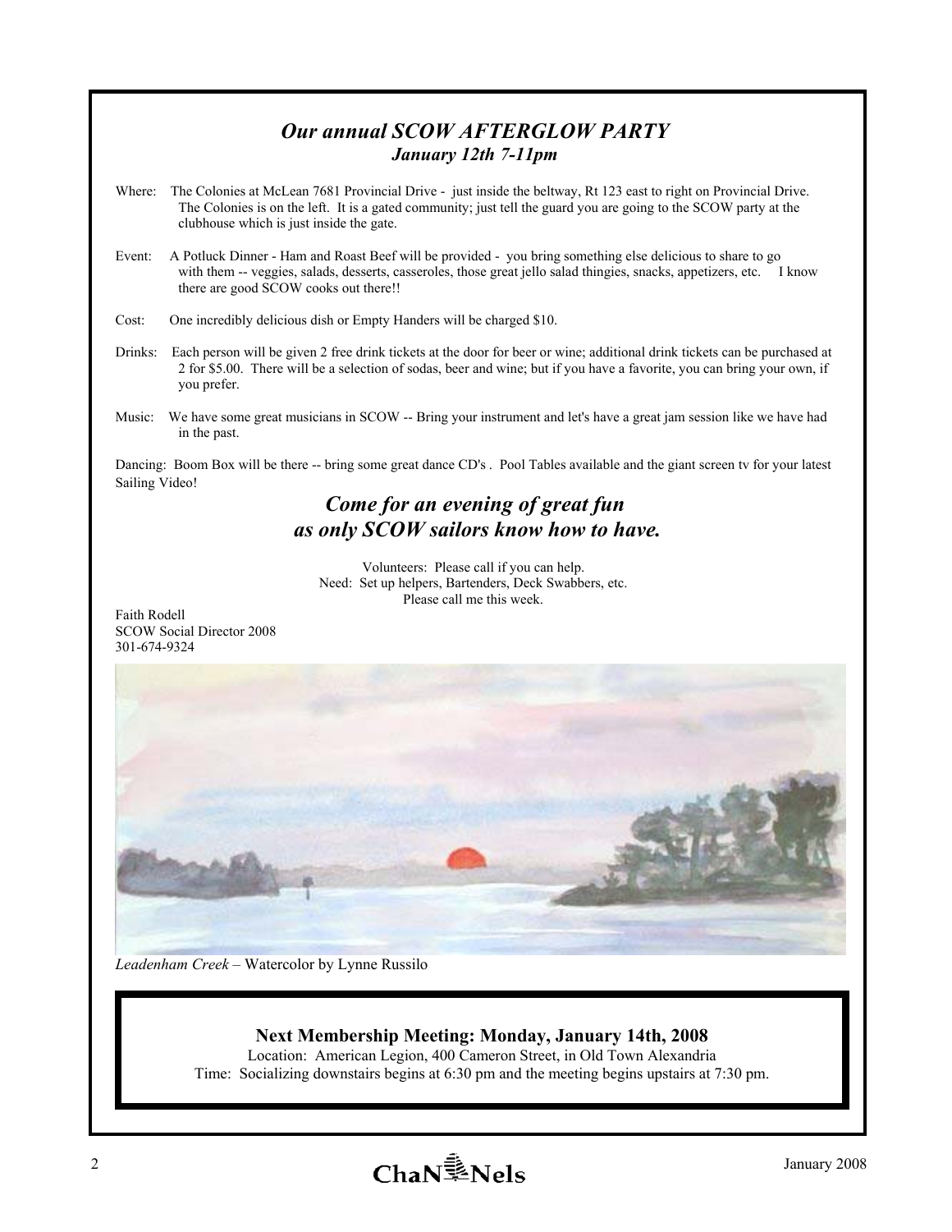## *Our annual SCOW AFTERGLOW PARTY*

### *January 12th 7-11pm*

Where: The Colonies at McLean 7681 Provincial Drive - just inside the beltway, Rt 123 east to right on Provincial Drive. The Colonies is on the left. It is a gated community; just tell the guard you are going to the SCOW party at the clubhouse which is just inside the gate.

Event: A Potluck Dinner - Ham and Roast Beef will be provided - you bring something else delicious to share to go with them -- veggies, salads, desserts, casseroles, those great jello salad thingies, snacks, appetizers, etc. I know there are good SCOW cooks out there!!

Cost: One incredibly delicious dish or Empty Handers will be charged $10.

Drinks: Each person will be given 2 free drink tickets at the door for beer or wine; additional drink tickets can be purchased at 2 for $5.00. There will be a selection of sodas, beer and wine; but if you have a favorite, you can bring your own, if you prefer.

Music: We have some great musicians in SCOW -- Bring your instrument and let's have a great jam session like we have had in the past.

Dancing: Boom Box will be there -- bring some great dance CD's . Pool Tables available and the giant screen tv for your latest Sailing Video!

### *Come for an evening of great fun as only SCOW sailors know how to have.*

Volunteers: Please call if you can help.
Need: Set up helpers, Bartenders, Deck Swabbers, etc.
Please call me this week.

Faith Rodell
SCOW Social Director 2008
301-674-9324

*Leadenham Creek* – Watercolor by Lynne Russilo

**Next Membership Meeting: Monday, January 14th, 2008**

Location: American Legion, 400 Cameron Street, in Old Town Alexandria
Time: Socializing downstairs begins at 6:30 pm and the meeting begins upstairs at 7:30 pm.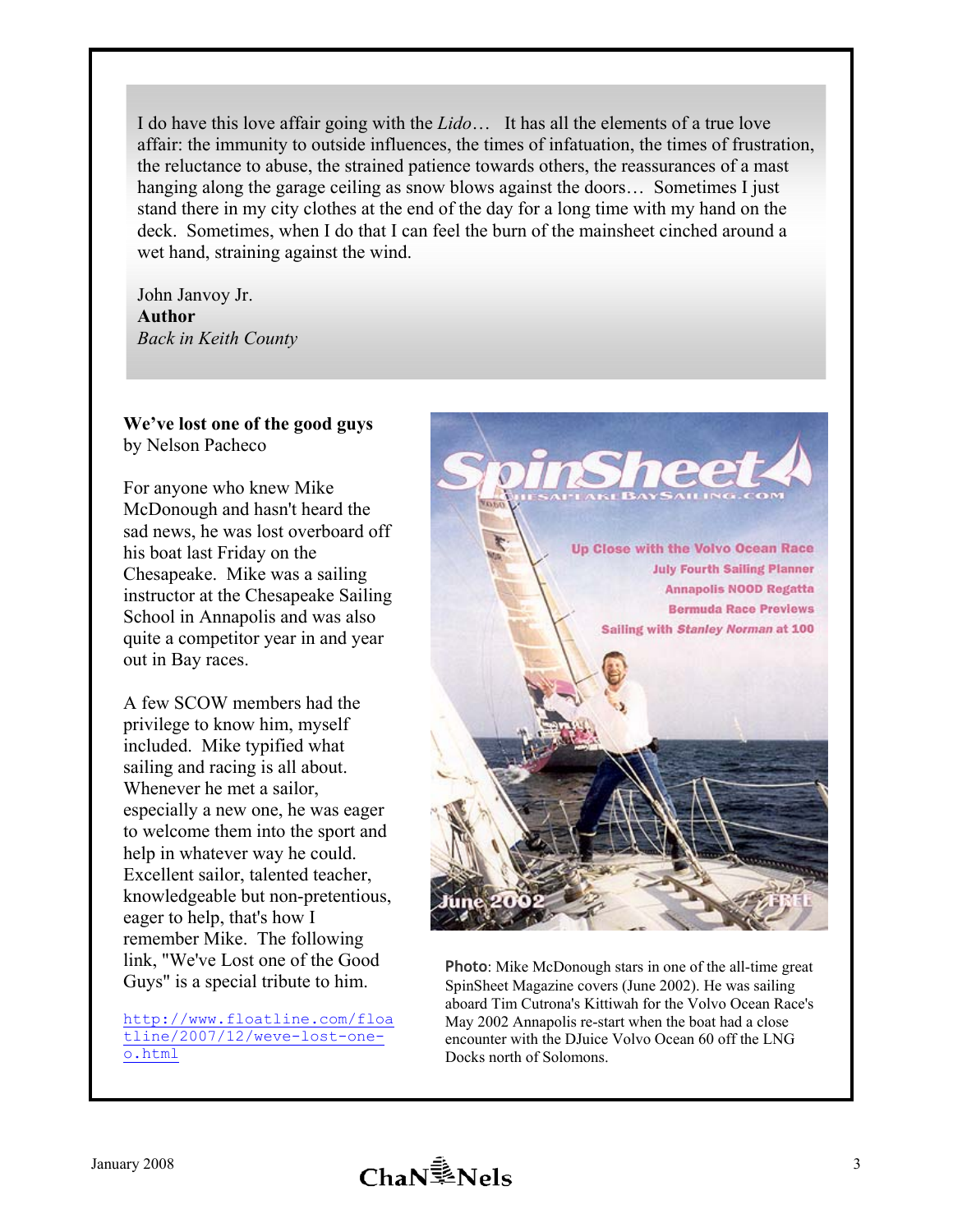I do have this love affair going with the *Lido*… It has all the elements of a true love affair: the immunity to outside influences, the times of infatuation, the times of frustration, the reluctance to abuse, the strained patience towards others, the reassurances of a mast hanging along the garage ceiling as snow blows against the doors… Sometimes I just stand there in my city clothes at the end of the day for a long time with my hand on the deck. Sometimes, when I do that I can feel the burn of the mainsheet cinched around a wet hand, straining against the wind.

John Janvoy Jr.
**Author**
*Back in Keith County*

**We've lost one of the good guys**
by Nelson Pacheco

For anyone who knew Mike McDonough and hasn't heard the sad news, he was lost overboard off his boat last Friday on the Chesapeake. Mike was a sailing instructor at the Chesapeake Sailing School in Annapolis and was also quite a competitor year in and year out in Bay races.

A few SCOW members had the privilege to know him, myself included. Mike typified what sailing and racing is all about. Whenever he met a sailor, especially a new one, he was eager to welcome them into the sport and help in whatever way he could. Excellent sailor, talented teacher, knowledgeable but non-pretentious, eager to help, that's how I remember Mike. The following link, "We've Lost one of the Good Guys" is a special tribute to him.

http://www.floatline.com/floatline/2007/12/weve-lost-one-o.html

**Photo**: Mike McDonough stars in one of the all-time great SpinSheet Magazine covers (June 2002). He was sailing aboard Tim Cutrona's Kittiwah for the Volvo Ocean Race's May 2002 Annapolis re-start when the boat had a close encounter with the DJuice Volvo Ocean 60 off the LNG Docks north of Solomons.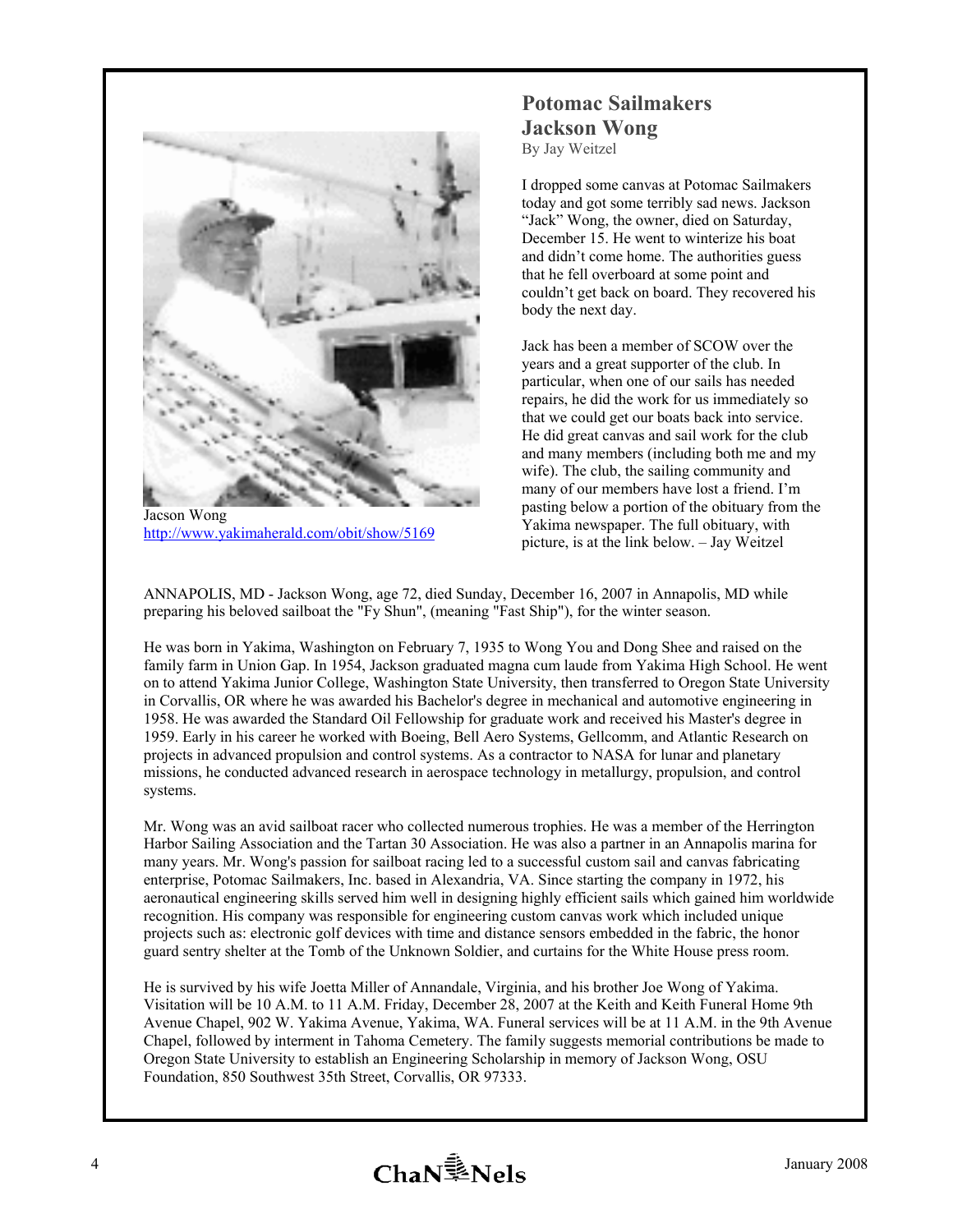## Potomac Sailmakers
## Jackson Wong

By Jay Weitzel

Jacson Wong
http://www.yakimaherald.com/obit/show/5169

I dropped some canvas at Potomac Sailmakers today and got some terribly sad news. Jackson "Jack" Wong, the owner, died on Saturday, December 15. He went to winterize his boat and didn't come home. The authorities guess that he fell overboard at some point and couldn't get back on board. They recovered his body the next day.

Jack has been a member of SCOW over the years and a great supporter of the club. In particular, when one of our sails has needed repairs, he did the work for us immediately so that we could get our boats back into service. He did great canvas and sail work for the club and many members (including both me and my wife). The club, the sailing community and many of our members have lost a friend. I'm pasting below a portion of the obituary from the Yakima newspaper. The full obituary, with picture, is at the link below. – Jay Weitzel

ANNAPOLIS, MD - Jackson Wong, age 72, died Sunday, December 16, 2007 in Annapolis, MD while preparing his beloved sailboat the "Fy Shun", (meaning "Fast Ship"), for the winter season.

He was born in Yakima, Washington on February 7, 1935 to Wong You and Dong Shee and raised on the family farm in Union Gap. In 1954, Jackson graduated magna cum laude from Yakima High School. He went on to attend Yakima Junior College, Washington State University, then transferred to Oregon State University in Corvallis, OR where he was awarded his Bachelor's degree in mechanical and automotive engineering in 1958. He was awarded the Standard Oil Fellowship for graduate work and received his Master's degree in 1959. Early in his career he worked with Boeing, Bell Aero Systems, Gellcomm, and Atlantic Research on projects in advanced propulsion and control systems. As a contractor to NASA for lunar and planetary missions, he conducted advanced research in aerospace technology in metallurgy, propulsion, and control systems.

Mr. Wong was an avid sailboat racer who collected numerous trophies. He was a member of the Herrington Harbor Sailing Association and the Tartan 30 Association. He was also a partner in an Annapolis marina for many years. Mr. Wong's passion for sailboat racing led to a successful custom sail and canvas fabricating enterprise, Potomac Sailmakers, Inc. based in Alexandria, VA. Since starting the company in 1972, his aeronautical engineering skills served him well in designing highly efficient sails which gained him worldwide recognition. His company was responsible for engineering custom canvas work which included unique projects such as: electronic golf devices with time and distance sensors embedded in the fabric, the honor guard sentry shelter at the Tomb of the Unknown Soldier, and curtains for the White House press room.

He is survived by his wife Joetta Miller of Annandale, Virginia, and his brother Joe Wong of Yakima. Visitation will be 10 A.M. to 11 A.M. Friday, December 28, 2007 at the Keith and Keith Funeral Home 9th Avenue Chapel, 902 W. Yakima Avenue, Yakima, WA. Funeral services will be at 11 A.M. in the 9th Avenue Chapel, followed by interment in Tahoma Cemetery. The family suggests memorial contributions be made to Oregon State University to establish an Engineering Scholarship in memory of Jackson Wong, OSU Foundation, 850 Southwest 35th Street, Corvallis, OR 97333.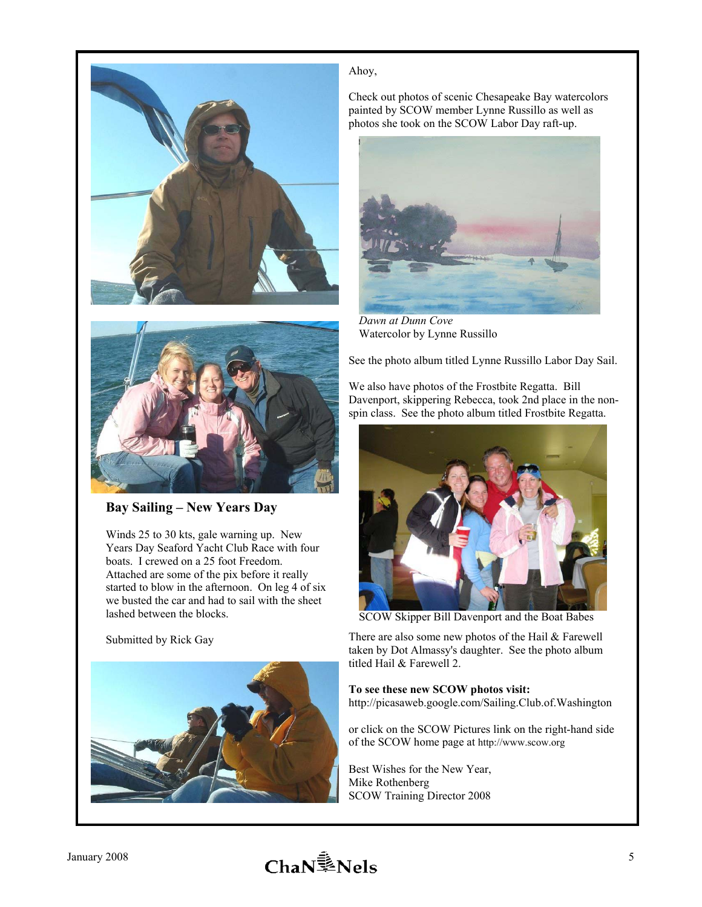## Bay Sailing – New Years Day

Winds 25 to 30 kts, gale warning up. New Years Day Seaford Yacht Club Race with four boats. I crewed on a 25 foot Freedom. Attached are some of the pix before it really started to blow in the afternoon. On leg 4 of six we busted the car and had to sail with the sheet lashed between the blocks.

Submitted by Rick Gay

Ahoy,

Check out photos of scenic Chesapeake Bay watercolors painted by SCOW member Lynne Russillo as well as photos she took on the SCOW Labor Day raft-up.

*Dawn at Dunn Cove*
Watercolor by Lynne Russillo

See the photo album titled Lynne Russillo Labor Day Sail.

We also have photos of the Frostbite Regatta. Bill Davenport, skippering Rebecca, took 2nd place in the non-spin class. See the photo album titled Frostbite Regatta.

SCOW Skipper Bill Davenport and the Boat Babes

There are also some new photos of the Hail & Farewell taken by Dot Almassy's daughter. See the photo album titled Hail & Farewell 2.

**To see these new SCOW photos visit:**
http://picasaweb.google.com/Sailing.Club.of.Washington

or click on the SCOW Pictures link on the right-hand side of the SCOW home page at http://www.scow.org

Best Wishes for the New Year,
Mike Rothenberg
SCOW Training Director 2008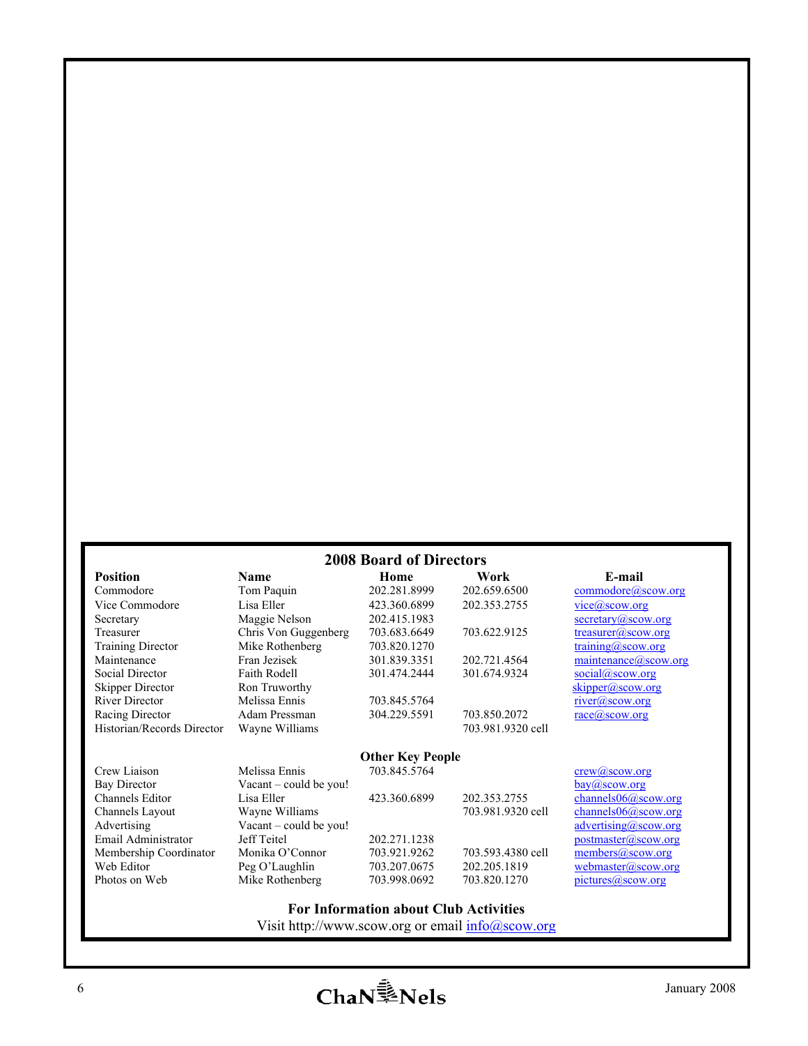## 2008 Board of Directors

| Position | Name | Home | Work | E-mail |
|---|---|---|---|---|
| Commodore | Tom Paquin | 202.281.8999 | 202.659.6500 | commodore@scow.org |
| Vice Commodore | Lisa Eller | 423.360.6899 | 202.353.2755 | vice@scow.org |
| Secretary | Maggie Nelson | 202.415.1983 | | secretary@scow.org |
| Treasurer | Chris Von Guggenberg | 703.683.6649 | 703.622.9125 | treasurer@scow.org |
| Training Director | Mike Rothenberg | 703.820.1270 | | training@scow.org |
| Maintenance | Fran Jezisek | 301.839.3351 | 202.721.4564 | maintenance@scow.org |
| Social Director | Faith Rodell | 301.474.2444 | 301.674.9324 | social@scow.org |
| Skipper Director | Ron Truworthy | | | skipper@scow.org |
| River Director | Melissa Ennis | 703.845.5764 | | river@scow.org |
| Racing Director | Adam Pressman | 304.229.5591 | 703.850.2072 | race@scow.org |
| Historian/Records Director | Wayne Williams | | 703.981.9320 cell | |

### Other Key People

| | | | | |
|---|---|---|---|---|
| Crew Liaison | Melissa Ennis | 703.845.5764 | | crew@scow.org |
| Bay Director | Vacant – could be you! | | | bay@scow.org |
| Channels Editor | Lisa Eller | 423.360.6899 | 202.353.2755 | channels06@scow.org |
| Channels Layout | Wayne Williams | | 703.981.9320 cell | channels06@scow.org |
| Advertising | Vacant – could be you! | | | advertising@scow.org |
| Email Administrator | Jeff Teitel | 202.271.1238 | | postmaster@scow.org |
| Membership Coordinator | Monika O'Connor | 703.921.9262 | 703.593.4380 cell | members@scow.org |
| Web Editor | Peg O'Laughlin | 703.207.0675 | 202.205.1819 | webmaster@scow.org |
| Photos on Web | Mike Rothenberg | 703.998.0692 | 703.820.1270 | pictures@scow.org |

**For Information about Club Activities**

Visit http://www.scow.org or email info@scow.org